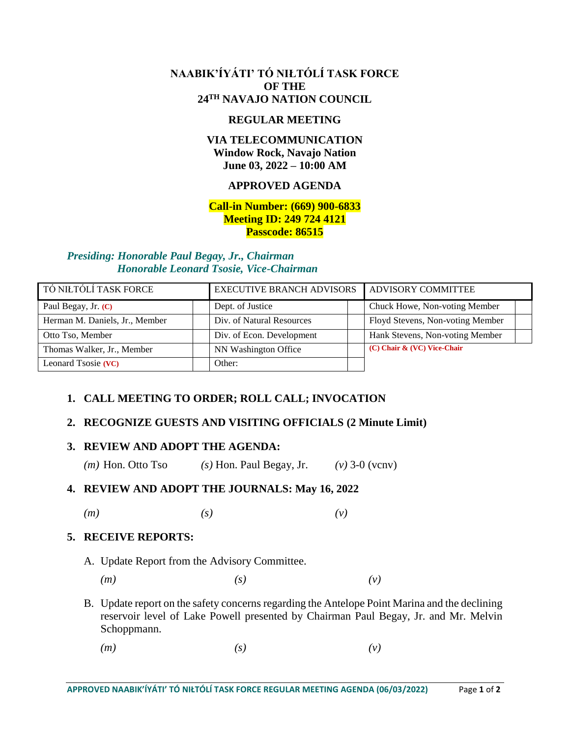# NAABIK'ÍYÁTI' TÓ NIŁTÓLÍ TASK FORCE
# OF THE
# 24TH NAVAJO NATION COUNCIL

## REGULAR MEETING

## VIA TELECOMMUNICATION
**Window Rock, Navajo Nation**
**June 03, 2022 – 10:00 AM**

## APPROVED AGENDA

**Call-in Number: (669) 900-6833**
**Meeting ID: 249 724 4121**
**Passcode: 86515**

***Presiding: Honorable Paul Begay, Jr., Chairman***
***Honorable Leonard Tsosie, Vice-Chairman***

| TÓ NIŁTÓLÍ TASK FORCE | | EXECUTIVE BRANCH ADVISORS | | ADVISORY COMMITTEE | |
|---|---|---|---|---|---|
| Paul Begay, Jr. **(C)** | | Dept. of Justice | | Chuck Howe, Non-voting Member | |
| Herman M. Daniels, Jr., Member | | Div. of Natural Resources | | Floyd Stevens, Non-voting Member | |
| Otto Tso, Member | | Div. of Econ. Development | | Hank Stevens, Non-voting Member | |
| Thomas Walker, Jr., Member | | NN Washington Office | | **(C) Chair & (VC) Vice-Chair** | |
| Leonard Tsosie **(VC)** | | Other: | | | |

1. **CALL MEETING TO ORDER; ROLL CALL; INVOCATION**

2. **RECOGNIZE GUESTS AND VISITING OFFICIALS (2 Minute Limit)**

3. **REVIEW AND ADOPT THE AGENDA:**

   *(m)* Hon. Otto Tso *(s)* Hon. Paul Begay, Jr. *(v)* 3-0 (vcnv)

4. **REVIEW AND ADOPT THE JOURNALS: May 16, 2022**

   *(m)* *(s)* *(v)*

5. **RECEIVE REPORTS:**

   A. Update Report from the Advisory Committee.

   *(m)* *(s)* *(v)*

   B. Update report on the safety concerns regarding the Antelope Point Marina and the declining reservoir level of Lake Powell presented by Chairman Paul Begay, Jr. and Mr. Melvin Schoppmann.

   *(m)* *(s)* *(v)*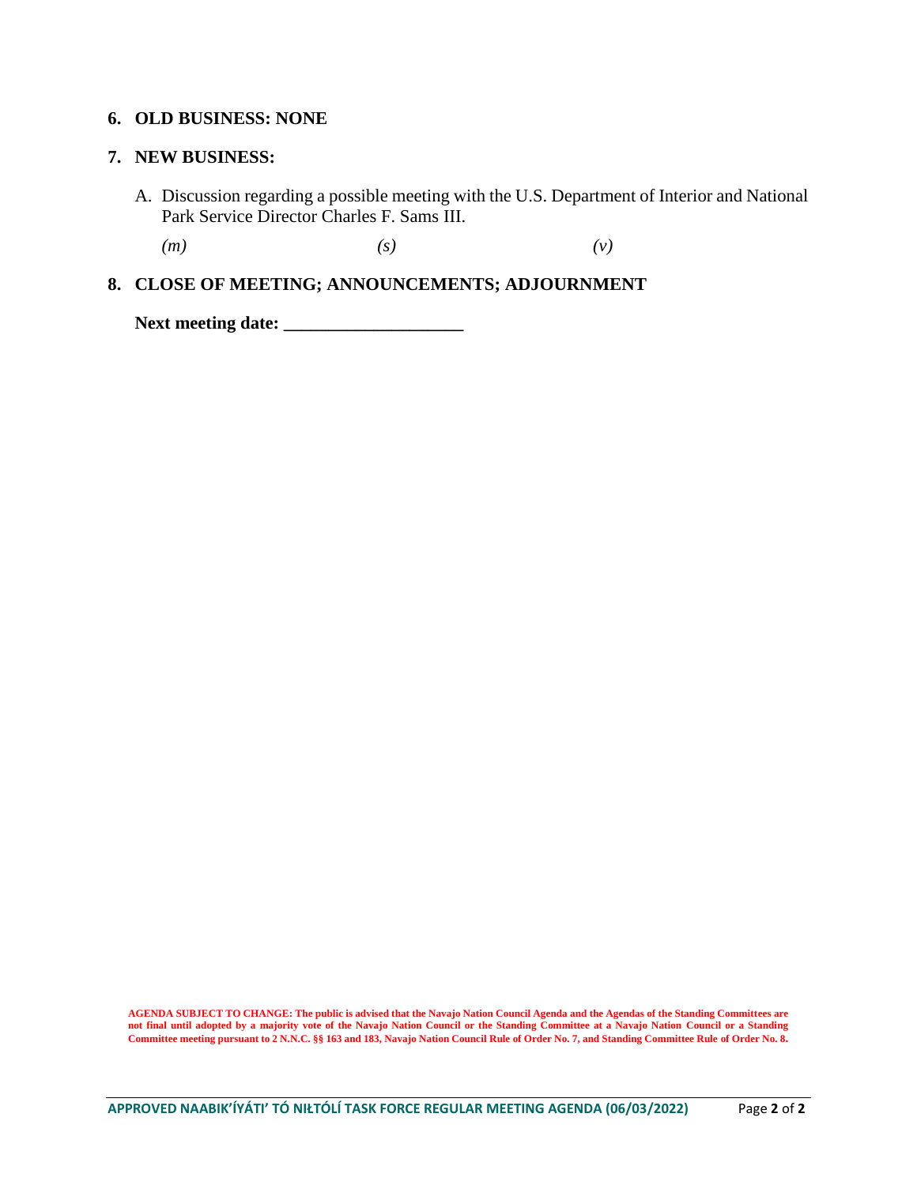## 6. OLD BUSINESS: NONE

## 7. NEW BUSINESS:

A. Discussion regarding a possible meeting with the U.S. Department of Interior and National Park Service Director Charles F. Sams III.

*(m)* *(s)* *(v)*

## 8. CLOSE OF MEETING; ANNOUNCEMENTS; ADJOURNMENT

**Next meeting date: ___________________**

**AGENDA SUBJECT TO CHANGE: The public is advised that the Navajo Nation Council Agenda and the Agendas of the Standing Committees are not final until adopted by a majority vote of the Navajo Nation Council or the Standing Committee at a Navajo Nation Council or a Standing Committee meeting pursuant to 2 N.N.C. §§ 163 and 183, Navajo Nation Council Rule of Order No. 7, and Standing Committee Rule of Order No. 8.**